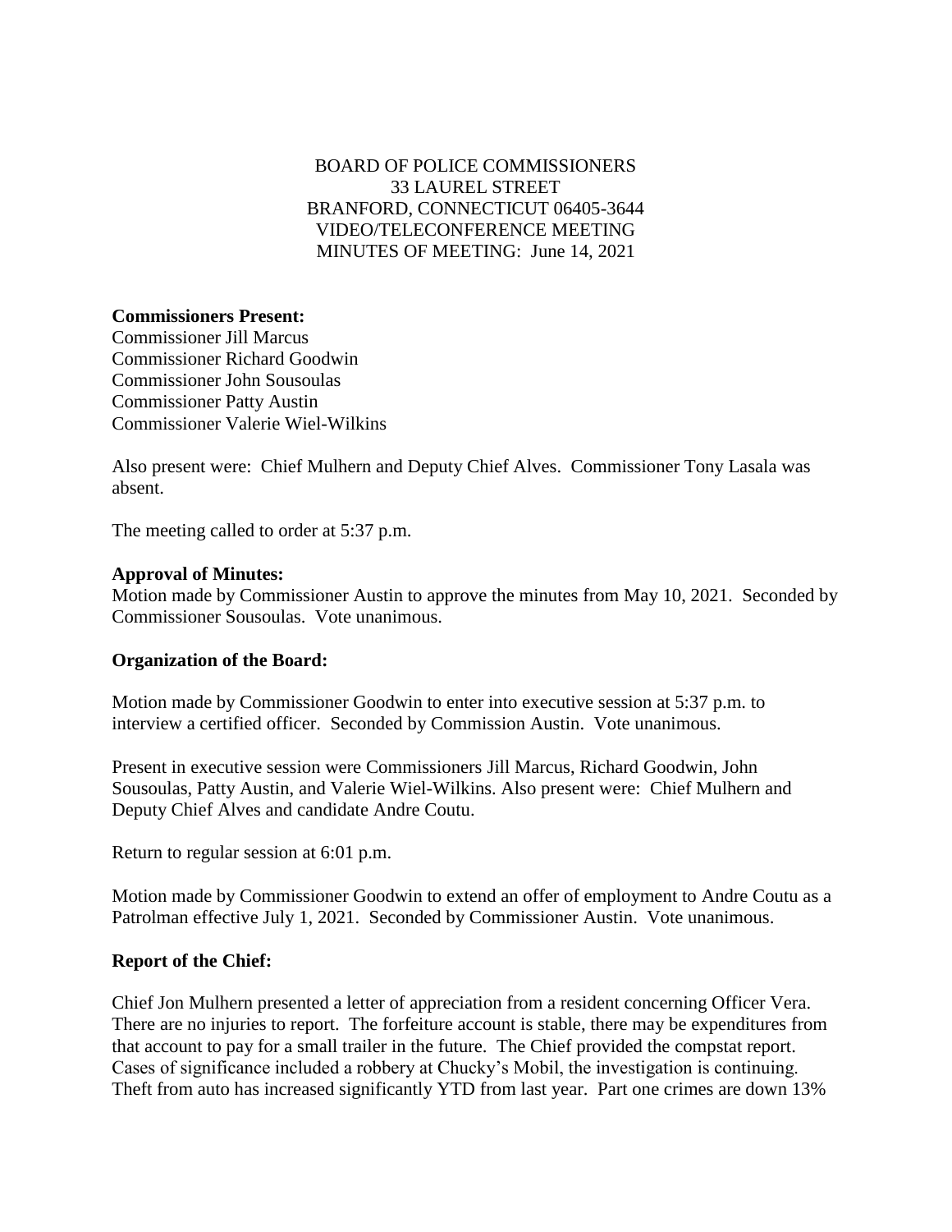BOARD OF POLICE COMMISSIONERS
33 LAUREL STREET
BRANFORD, CONNECTICUT 06405-3644
VIDEO/TELECONFERENCE MEETING
MINUTES OF MEETING: June 14, 2021

**Commissioners Present:**
Commissioner Jill Marcus
Commissioner Richard Goodwin
Commissioner John Sousoulas
Commissioner Patty Austin
Commissioner Valerie Wiel-Wilkins

Also present were: Chief Mulhern and Deputy Chief Alves. Commissioner Tony Lasala was absent.

The meeting called to order at 5:37 p.m.

**Approval of Minutes:**
Motion made by Commissioner Austin to approve the minutes from May 10, 2021. Seconded by Commissioner Sousoulas. Vote unanimous.

**Organization of the Board:**

Motion made by Commissioner Goodwin to enter into executive session at 5:37 p.m. to interview a certified officer. Seconded by Commission Austin. Vote unanimous.

Present in executive session were Commissioners Jill Marcus, Richard Goodwin, John Sousoulas, Patty Austin, and Valerie Wiel-Wilkins. Also present were: Chief Mulhern and Deputy Chief Alves and candidate Andre Coutu.

Return to regular session at 6:01 p.m.

Motion made by Commissioner Goodwin to extend an offer of employment to Andre Coutu as a Patrolman effective July 1, 2021. Seconded by Commissioner Austin. Vote unanimous.

**Report of the Chief:**

Chief Jon Mulhern presented a letter of appreciation from a resident concerning Officer Vera. There are no injuries to report. The forfeiture account is stable, there may be expenditures from that account to pay for a small trailer in the future. The Chief provided the compstat report. Cases of significance included a robbery at Chucky's Mobil, the investigation is continuing. Theft from auto has increased significantly YTD from last year. Part one crimes are down 13%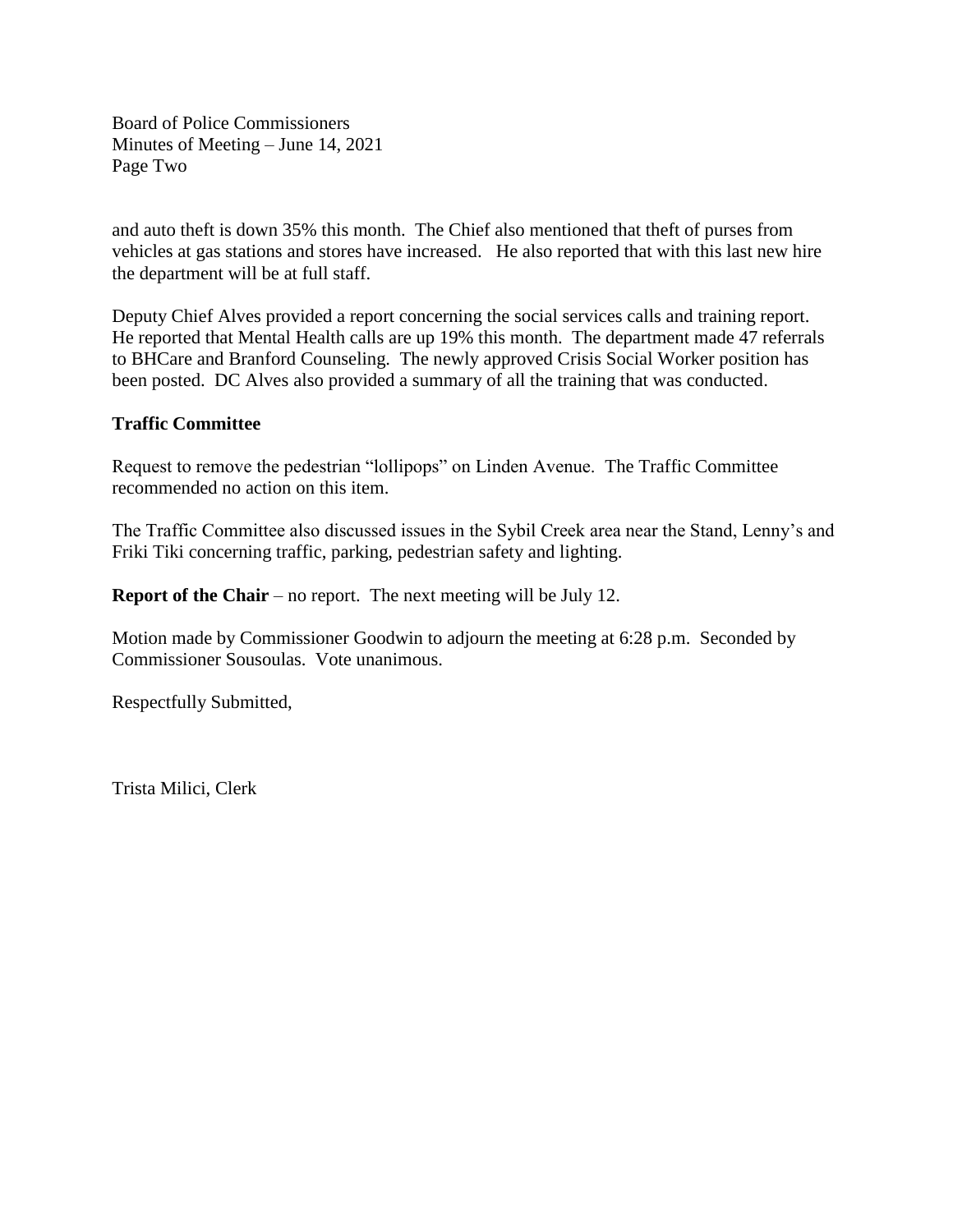and auto theft is down 35% this month. The Chief also mentioned that theft of purses from vehicles at gas stations and stores have increased. He also reported that with this last new hire the department will be at full staff.

Deputy Chief Alves provided a report concerning the social services calls and training report. He reported that Mental Health calls are up 19% this month. The department made 47 referrals to BHCare and Branford Counseling. The newly approved Crisis Social Worker position has been posted. DC Alves also provided a summary of all the training that was conducted.

**Traffic Committee**

Request to remove the pedestrian "lollipops" on Linden Avenue. The Traffic Committee recommended no action on this item.

The Traffic Committee also discussed issues in the Sybil Creek area near the Stand, Lenny's and Friki Tiki concerning traffic, parking, pedestrian safety and lighting.

**Report of the Chair** – no report. The next meeting will be July 12.

Motion made by Commissioner Goodwin to adjourn the meeting at 6:28 p.m. Seconded by Commissioner Sousoulas. Vote unanimous.

Respectfully Submitted,

Trista Milici, Clerk